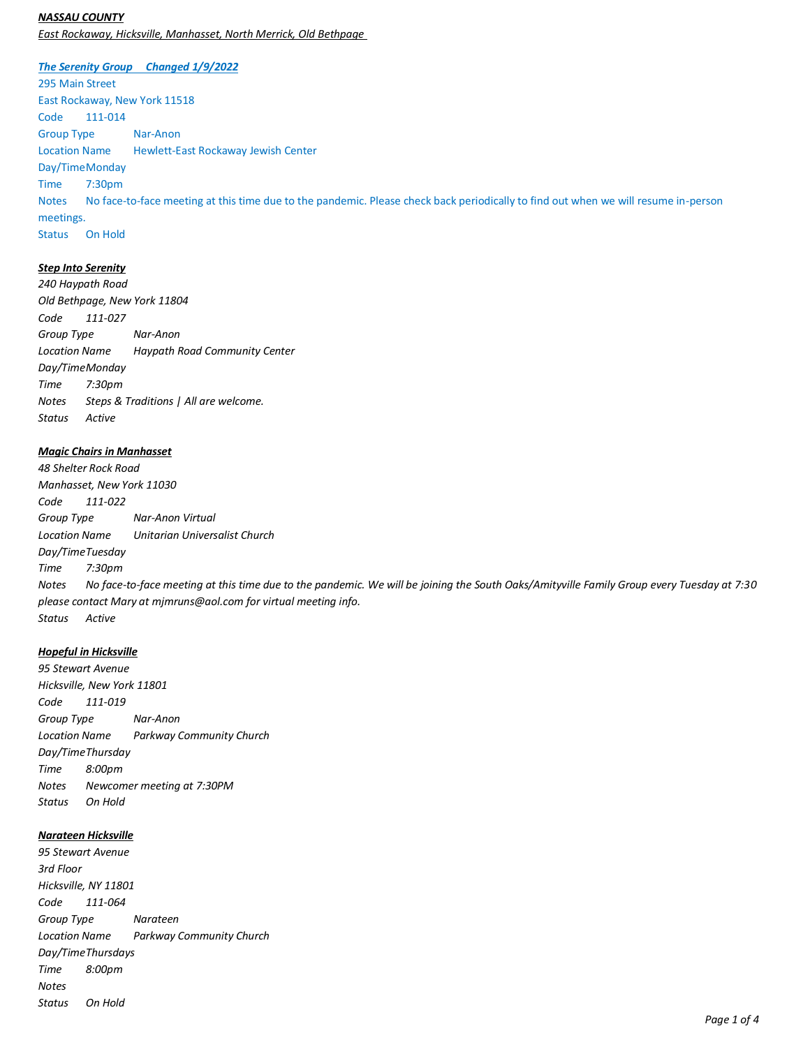***NASSAU COUNTY***

*East Rockaway, Hicksville, Manhasset, North Merrick, Old Bethpage*

***The Serenity Group Changed 1/9/2022***

295 Main Street
East Rockaway, New York 11518
Code 111-014
Group Type Nar-Anon
Location Name Hewlett-East Rockaway Jewish Center
Day/Time Monday
Time 7:30pm
Notes No face-to-face meeting at this time due to the pandemic. Please check back periodically to find out when we will resume in-person meetings.
Status On Hold

***Step Into Serenity***

*240 Haypath Road*
*Old Bethpage, New York 11804*
*Code 111-027*
*Group Type Nar-Anon*
*Location Name Haypath Road Community Center*
*Day/Time Monday*
*Time 7:30pm*
*Notes Steps & Traditions | All are welcome.*
*Status Active*

***Magic Chairs in Manhasset***

*48 Shelter Rock Road*
*Manhasset, New York 11030*
*Code 111-022*
*Group Type Nar-Anon Virtual*
*Location Name Unitarian Universalist Church*
*Day/Time Tuesday*
*Time 7:30pm*
*Notes No face-to-face meeting at this time due to the pandemic. We will be joining the South Oaks/Amityville Family Group every Tuesday at 7:30 please contact Mary at mjmruns@aol.com for virtual meeting info.*
*Status Active*

***Hopeful in Hicksville***

*95 Stewart Avenue*
*Hicksville, New York 11801*
*Code 111-019*
*Group Type Nar-Anon*
*Location Name Parkway Community Church*
*Day/Time Thursday*
*Time 8:00pm*
*Notes Newcomer meeting at 7:30PM*
*Status On Hold*

***Narateen Hicksville***

*95 Stewart Avenue*
*3rd Floor*
*Hicksville, NY 11801*
*Code 111-064*
*Group Type Narateen*
*Location Name Parkway Community Church*
*Day/Time Thursdays*
*Time 8:00pm*
*Notes*
*Status On Hold*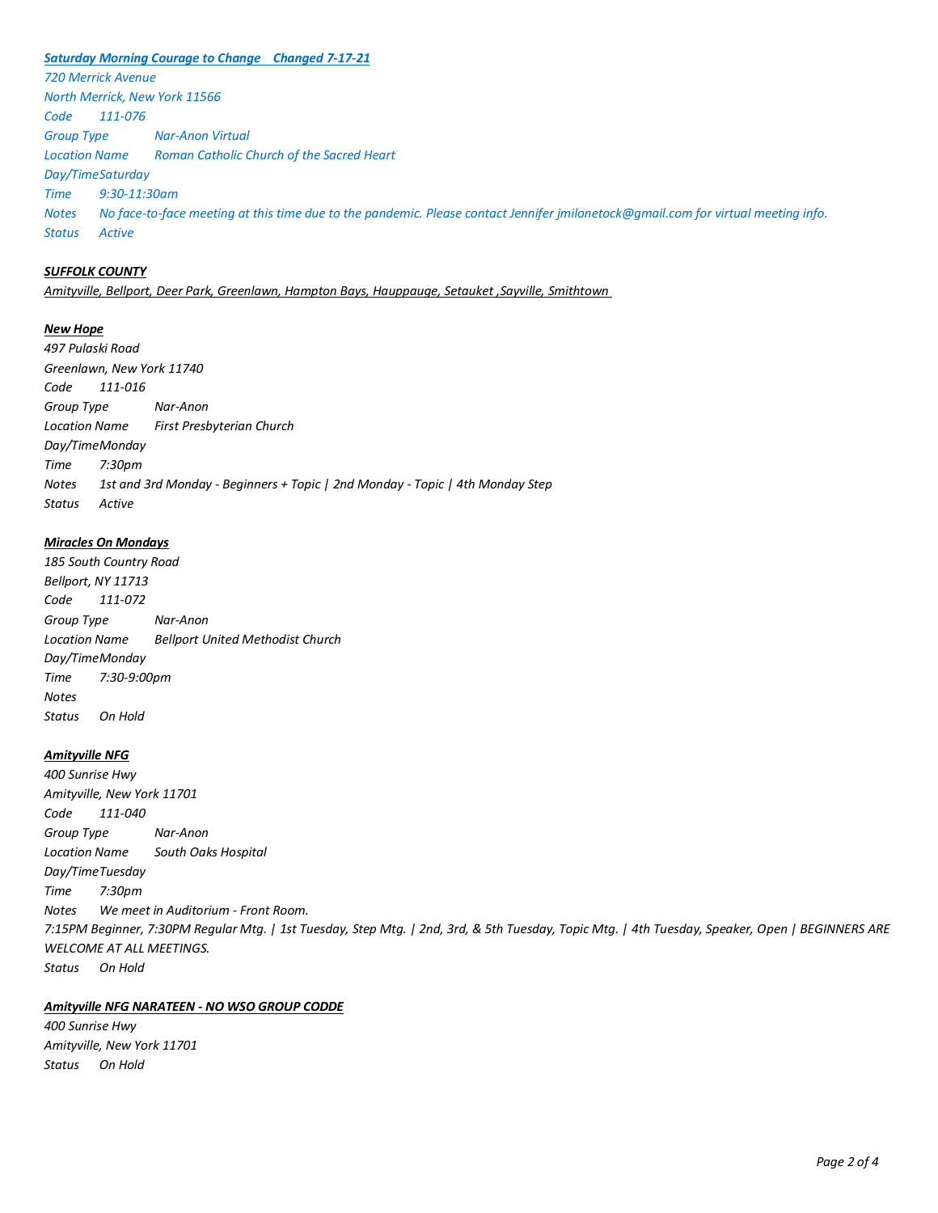***Saturday Morning Courage to Change    Changed 7-17-21***

*720 Merrick Avenue*
*North Merrick, New York 11566*
*Code        111-076*
*Group Type            Nar-Anon Virtual*
*Location Name       Roman Catholic Church of the Sacred Heart*
*Day/Time Saturday*
*Time        9:30-11:30am*
*Notes       No face-to-face meeting at this time due to the pandemic. Please contact Jennifer jmilonetock@gmail.com for virtual meeting info.*
*Status      Active*

***SUFFOLK COUNTY***

*Amityville, Bellport, Deer Park, Greenlawn, Hampton Bays, Hauppauge, Setauket ,Sayville, Smithtown*

***New Hope***

*497 Pulaski Road*
*Greenlawn, New York 11740*
*Code        111-016*
*Group Type            Nar-Anon*
*Location Name       First Presbyterian Church*
*Day/Time Monday*
*Time        7:30pm*
*Notes       1st and 3rd Monday - Beginners + Topic | 2nd Monday - Topic | 4th Monday Step*
*Status      Active*

***Miracles On Mondays***

*185 South Country Road*
*Bellport, NY 11713*
*Code        111-072*
*Group Type            Nar-Anon*
*Location Name       Bellport United Methodist Church*
*Day/Time Monday*
*Time        7:30-9:00pm*
*Notes*
*Status      On Hold*

***Amityville NFG***

*400 Sunrise Hwy*
*Amityville, New York 11701*
*Code        111-040*
*Group Type            Nar-Anon*
*Location Name       South Oaks Hospital*
*Day/Time Tuesday*
*Time        7:30pm*
*Notes       We meet in Auditorium - Front Room.*
*7:15PM Beginner, 7:30PM Regular Mtg. | 1st Tuesday, Step Mtg. | 2nd, 3rd, & 5th Tuesday, Topic Mtg. | 4th Tuesday, Speaker, Open | BEGINNERS ARE WELCOME AT ALL MEETINGS.*
*Status      On Hold*

***Amityville NFG NARATEEN - NO WSO GROUP CODDE***

*400 Sunrise Hwy*
*Amityville, New York 11701*
*Status      On Hold*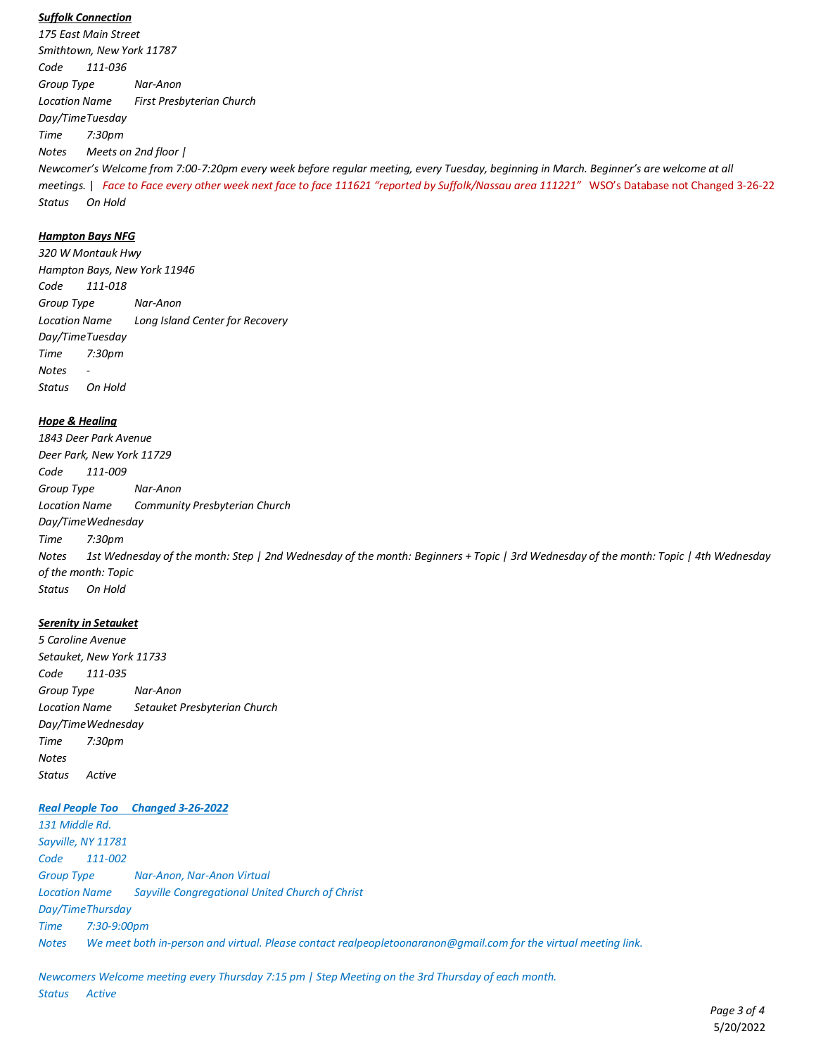***Suffolk Connection***
*175 East Main Street*
*Smithtown, New York 11787*
*Code 111-036*
*Group Type Nar-Anon*
*Location Name First Presbyterian Church*
*Day/Time Tuesday*
*Time 7:30pm*
*Notes Meets on 2nd floor |*
*Newcomer's Welcome from 7:00-7:20pm every week before regular meeting, every Tuesday, beginning in March. Beginner's are welcome at all meetings. | Face to Face every other week next face to face 111621 "reported by Suffolk/Nassau area 111221" WSO's Database not Changed 3-26-22*
*Status On Hold*

***Hampton Bays NFG***
*320 W Montauk Hwy*
*Hampton Bays, New York 11946*
*Code 111-018*
*Group Type Nar-Anon*
*Location Name Long Island Center for Recovery*
*Day/Time Tuesday*
*Time 7:30pm*
*Notes -*
*Status On Hold*

***Hope & Healing***
*1843 Deer Park Avenue*
*Deer Park, New York 11729*
*Code 111-009*
*Group Type Nar-Anon*
*Location Name Community Presbyterian Church*
*Day/Time Wednesday*
*Time 7:30pm*
*Notes 1st Wednesday of the month: Step | 2nd Wednesday of the month: Beginners + Topic | 3rd Wednesday of the month: Topic | 4th Wednesday of the month: Topic*
*Status On Hold*

***Serenity in Setauket***
*5 Caroline Avenue*
*Setauket, New York 11733*
*Code 111-035*
*Group Type Nar-Anon*
*Location Name Setauket Presbyterian Church*
*Day/Time Wednesday*
*Time 7:30pm*
*Notes*
*Status Active*

***Real People Too Changed 3-26-2022***
*131 Middle Rd.*
*Sayville, NY 11781*
*Code 111-002*
*Group Type Nar-Anon, Nar-Anon Virtual*
*Location Name Sayville Congregational United Church of Christ*
*Day/Time Thursday*
*Time 7:30-9:00pm*
*Notes We meet both in-person and virtual. Please contact realpeopletoonaranon@gmail.com for the virtual meeting link.*

*Newcomers Welcome meeting every Thursday 7:15 pm | Step Meeting on the 3rd Thursday of each month.*
*Status Active*

*5/20/2022*